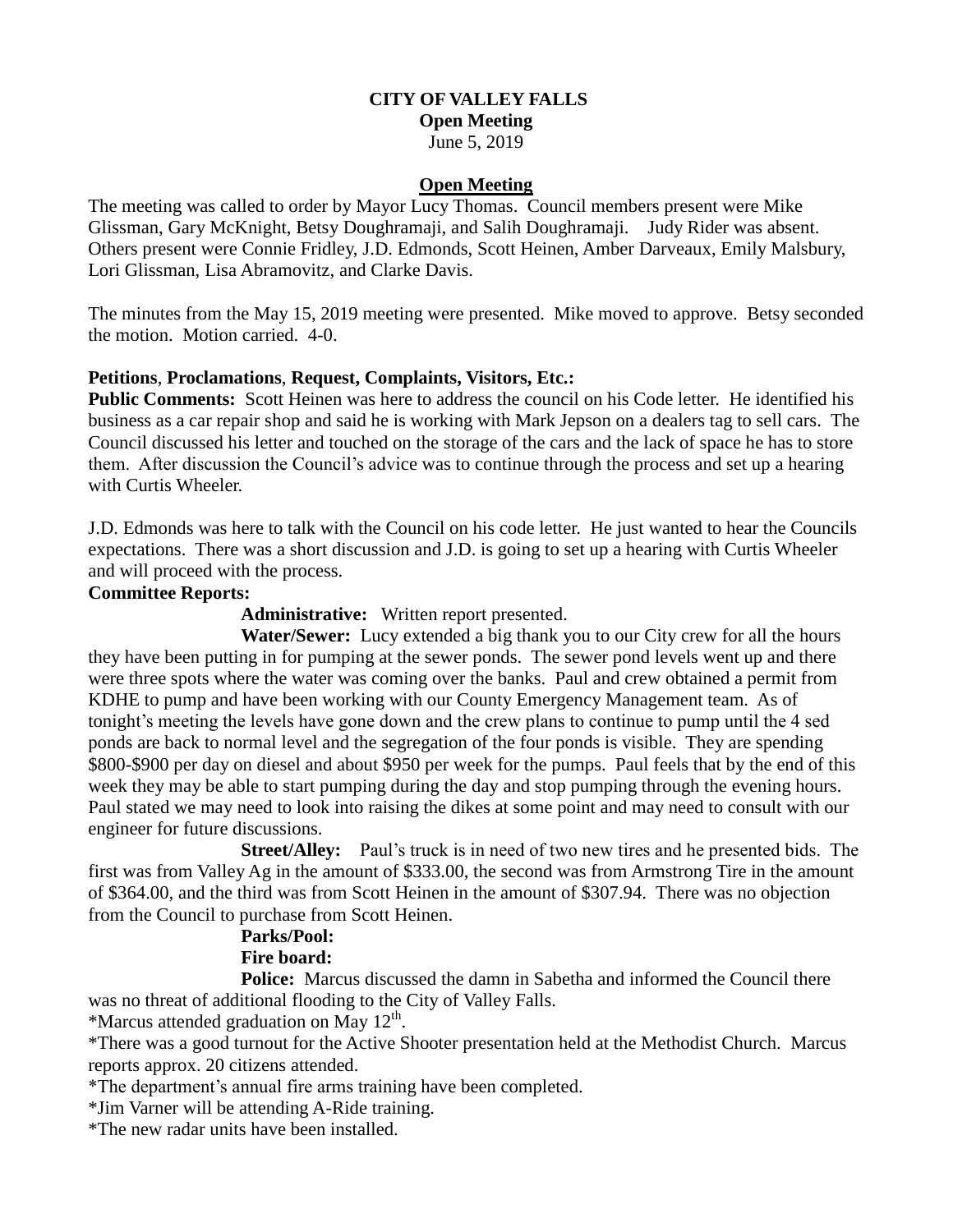**CITY OF VALLEY FALLS**
**Open Meeting**
June 5, 2019

## Open Meeting

The meeting was called to order by Mayor Lucy Thomas. Council members present were Mike Glissman, Gary McKnight, Betsy Doughramaji, and Salih Doughramaji. Judy Rider was absent. Others present were Connie Fridley, J.D. Edmonds, Scott Heinen, Amber Darveaux, Emily Malsbury, Lori Glissman, Lisa Abramovitz, and Clarke Davis.

The minutes from the May 15, 2019 meeting were presented. Mike moved to approve. Betsy seconded the motion. Motion carried. 4-0.

**Petitions**, **Proclamations**, **Request, Complaints, Visitors, Etc.:**

**Public Comments:** Scott Heinen was here to address the council on his Code letter. He identified his business as a car repair shop and said he is working with Mark Jepson on a dealers tag to sell cars. The Council discussed his letter and touched on the storage of the cars and the lack of space he has to store them. After discussion the Council's advice was to continue through the process and set up a hearing with Curtis Wheeler.

J.D. Edmonds was here to talk with the Council on his code letter. He just wanted to hear the Councils expectations. There was a short discussion and J.D. is going to set up a hearing with Curtis Wheeler and will proceed with the process.

**Committee Reports:**

**Administrative:** Written report presented.

**Water/Sewer:** Lucy extended a big thank you to our City crew for all the hours they have been putting in for pumping at the sewer ponds. The sewer pond levels went up and there were three spots where the water was coming over the banks. Paul and crew obtained a permit from KDHE to pump and have been working with our County Emergency Management team. As of tonight's meeting the levels have gone down and the crew plans to continue to pump until the 4 sed ponds are back to normal level and the segregation of the four ponds is visible. They are spending $800-$900 per day on diesel and about $950 per week for the pumps. Paul feels that by the end of this week they may be able to start pumping during the day and stop pumping through the evening hours. Paul stated we may need to look into raising the dikes at some point and may need to consult with our engineer for future discussions.

**Street/Alley:** Paul's truck is in need of two new tires and he presented bids. The first was from Valley Ag in the amount of $333.00, the second was from Armstrong Tire in the amount of $364.00, and the third was from Scott Heinen in the amount of $307.94. There was no objection from the Council to purchase from Scott Heinen.

**Parks/Pool:**

**Fire board:**

**Police:** Marcus discussed the damn in Sabetha and informed the Council there was no threat of additional flooding to the City of Valley Falls.

*Marcus attended graduation on May 12th.

*There was a good turnout for the Active Shooter presentation held at the Methodist Church. Marcus reports approx. 20 citizens attended.

*The department's annual fire arms training have been completed.

*Jim Varner will be attending A-Ride training.

*The new radar units have been installed.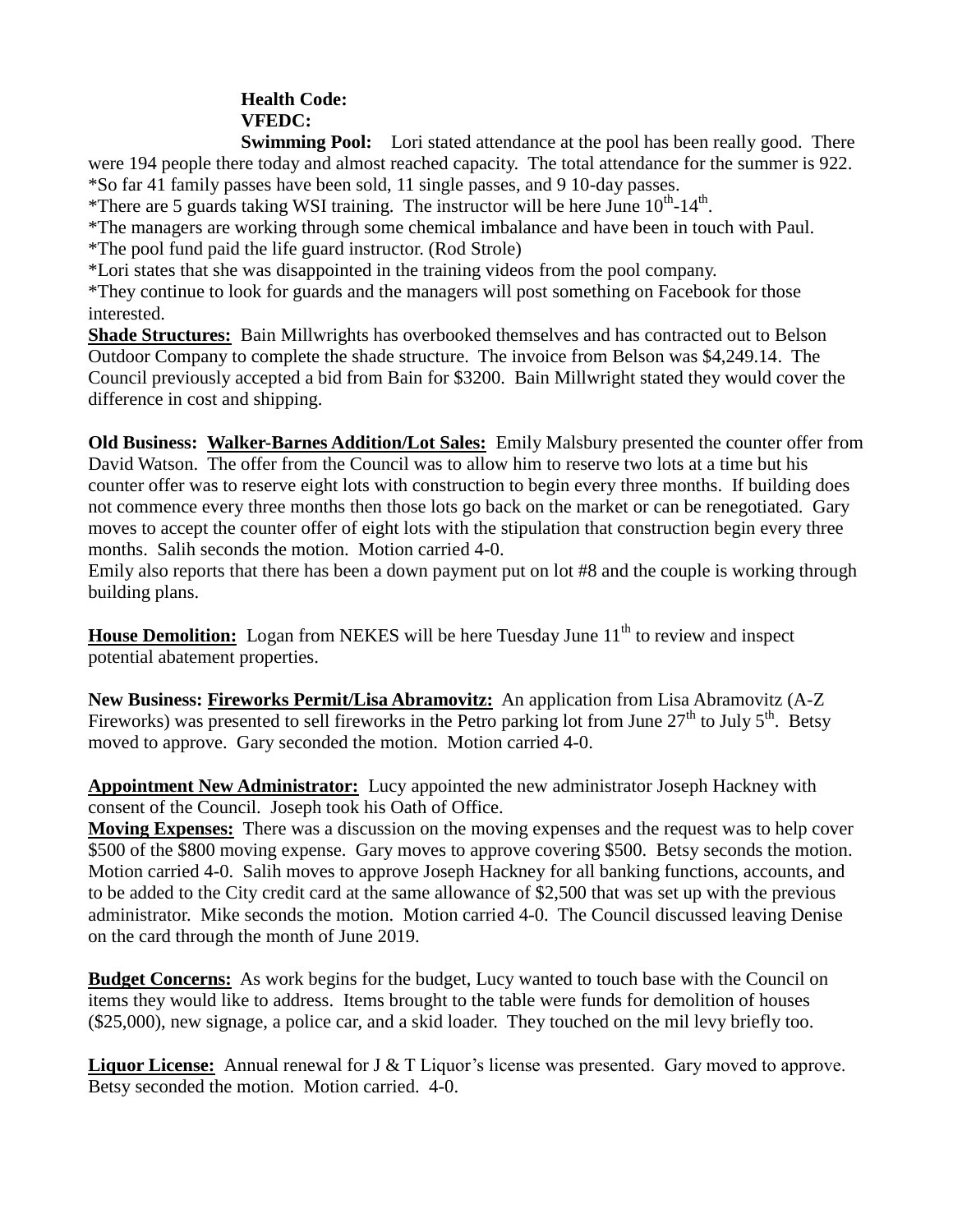**Health Code:**

**VFEDC:**

**Swimming Pool:** Lori stated attendance at the pool has been really good. There were 194 people there today and almost reached capacity. The total attendance for the summer is 922.
*So far 41 family passes have been sold, 11 single passes, and 9 10-day passes.
*There are 5 guards taking WSI training. The instructor will be here June 10th-14th.
*The managers are working through some chemical imbalance and have been in touch with Paul.
*The pool fund paid the life guard instructor. (Rod Strole)
*Lori states that she was disappointed in the training videos from the pool company.
*They continue to look for guards and the managers will post something on Facebook for those interested.

**Shade Structures:** Bain Millwrights has overbooked themselves and has contracted out to Belson Outdoor Company to complete the shade structure. The invoice from Belson was $4,249.14. The Council previously accepted a bid from Bain for $3200. Bain Millwright stated they would cover the difference in cost and shipping.

**Old Business: Walker-Barnes Addition/Lot Sales:** Emily Malsbury presented the counter offer from David Watson. The offer from the Council was to allow him to reserve two lots at a time but his counter offer was to reserve eight lots with construction to begin every three months. If building does not commence every three months then those lots go back on the market or can be renegotiated. Gary moves to accept the counter offer of eight lots with the stipulation that construction begin every three months. Salih seconds the motion. Motion carried 4-0.
Emily also reports that there has been a down payment put on lot #8 and the couple is working through building plans.

**House Demolition:** Logan from NEKES will be here Tuesday June 11th to review and inspect potential abatement properties.

**New Business: Fireworks Permit/Lisa Abramovitz:** An application from Lisa Abramovitz (A-Z Fireworks) was presented to sell fireworks in the Petro parking lot from June 27th to July 5th. Betsy moved to approve. Gary seconded the motion. Motion carried 4-0.

**Appointment New Administrator:** Lucy appointed the new administrator Joseph Hackney with consent of the Council. Joseph took his Oath of Office.

**Moving Expenses:** There was a discussion on the moving expenses and the request was to help cover $500 of the $800 moving expense. Gary moves to approve covering $500. Betsy seconds the motion. Motion carried 4-0. Salih moves to approve Joseph Hackney for all banking functions, accounts, and to be added to the City credit card at the same allowance of $2,500 that was set up with the previous administrator. Mike seconds the motion. Motion carried 4-0. The Council discussed leaving Denise on the card through the month of June 2019.

**Budget Concerns:** As work begins for the budget, Lucy wanted to touch base with the Council on items they would like to address. Items brought to the table were funds for demolition of houses ($25,000), new signage, a police car, and a skid loader. They touched on the mil levy briefly too.

**Liquor License:** Annual renewal for J & T Liquor's license was presented. Gary moved to approve. Betsy seconded the motion. Motion carried. 4-0.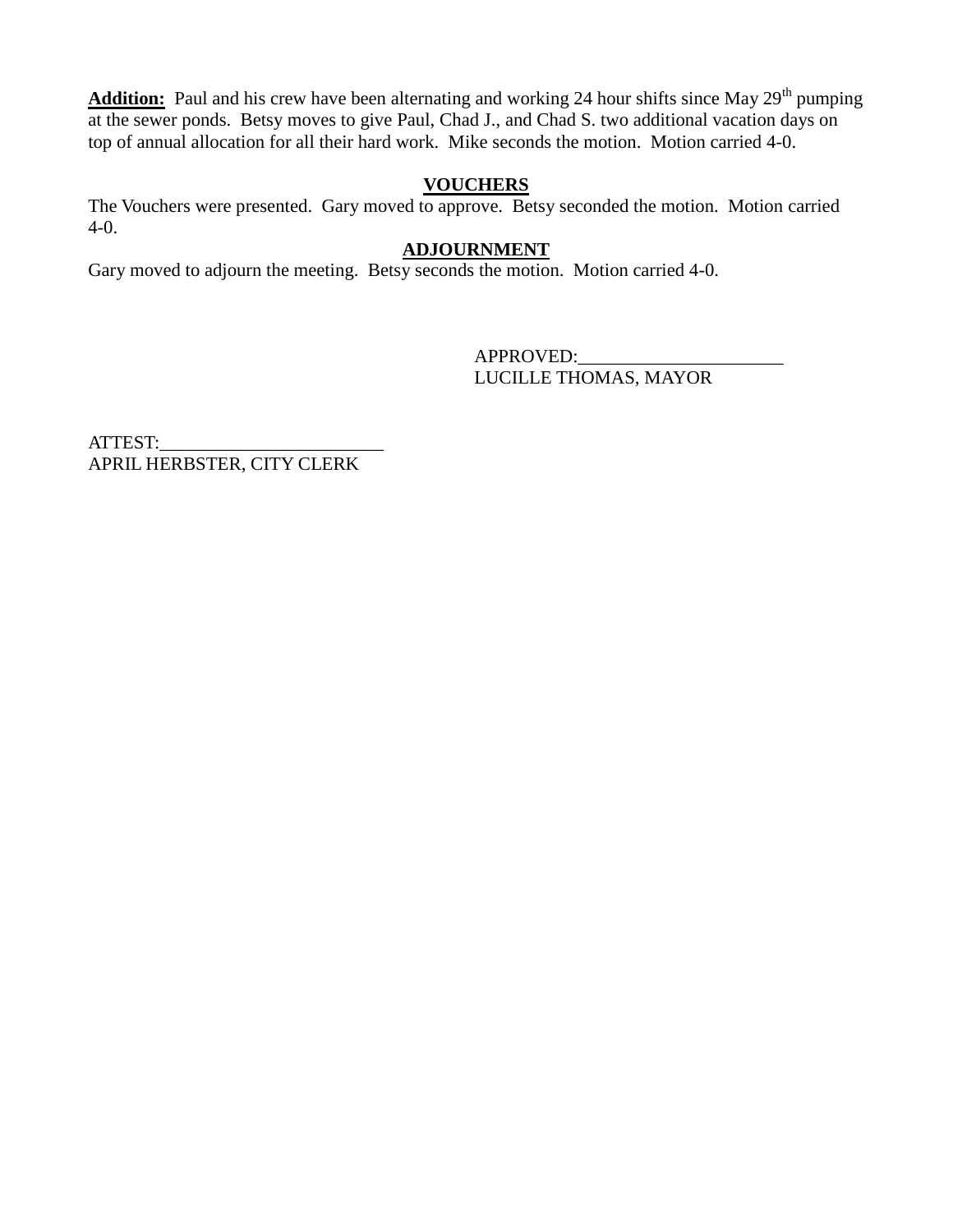**Addition:** Paul and his crew have been alternating and working 24 hour shifts since May 29th pumping at the sewer ponds. Betsy moves to give Paul, Chad J., and Chad S. two additional vacation days on top of annual allocation for all their hard work. Mike seconds the motion. Motion carried 4-0.

## VOUCHERS

The Vouchers were presented. Gary moved to approve. Betsy seconded the motion. Motion carried 4-0.

## ADJOURNMENT

Gary moved to adjourn the meeting. Betsy seconds the motion. Motion carried 4-0.

APPROVED:______________________
LUCILLE THOMAS, MAYOR

ATTEST:________________________
APRIL HERBSTER, CITY CLERK